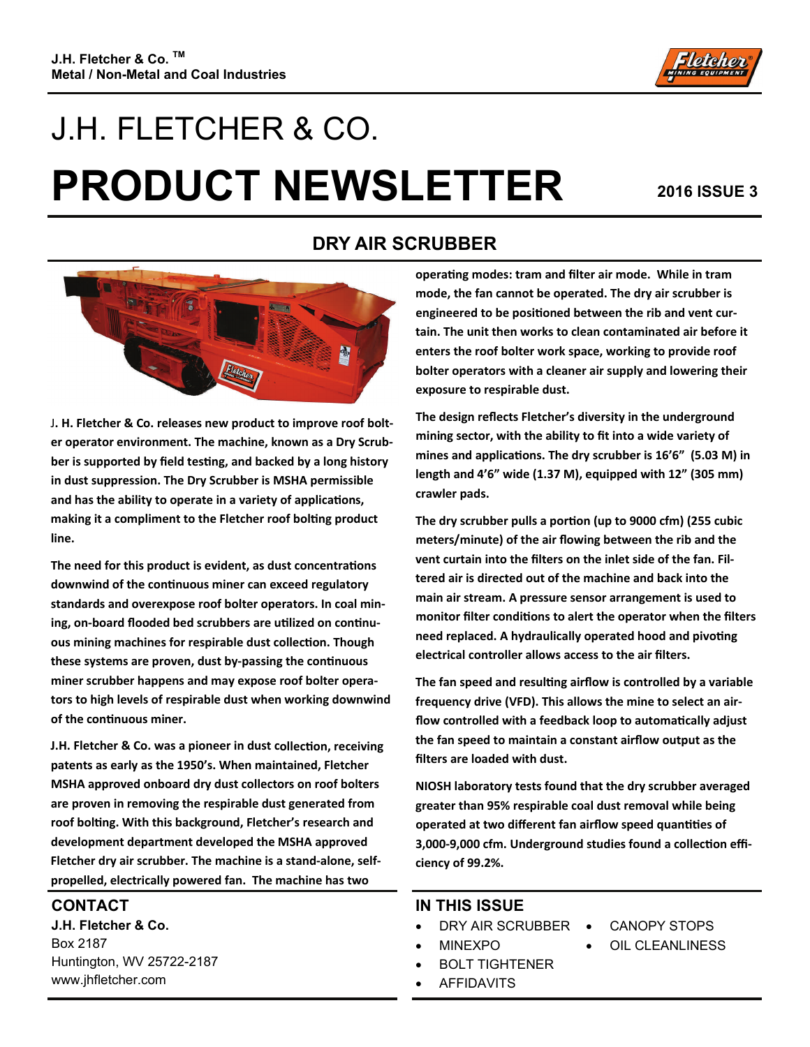J.H. Fletcher & Co. ™
Metal / Non-Metal and Coal Industries

# J.H. FLETCHER & CO.

# PRODUCT NEWSLETTER

**2016 ISSUE 3**

## DRY AIR SCRUBBER

**J. H. Fletcher & Co. releases new product to improve roof bolter operator environment. The machine, known as a Dry Scrubber is supported by field testing, and backed by a long history in dust suppression. The Dry Scrubber is MSHA permissible and has the ability to operate in a variety of applications, making it a compliment to the Fletcher roof bolting product line.**

**The need for this product is evident, as dust concentrations downwind of the continuous miner can exceed regulatory standards and overexpose roof bolter operators. In coal mining, on-board flooded bed scrubbers are utilized on continuous mining machines for respirable dust collection. Though these systems are proven, dust by-passing the continuous miner scrubber happens and may expose roof bolter operators to high levels of respirable dust when working downwind of the continuous miner.**

**J.H. Fletcher & Co. was a pioneer in dust collection, receiving patents as early as the 1950's. When maintained, Fletcher MSHA approved onboard dry dust collectors on roof bolters are proven in removing the respirable dust generated from roof bolting. With this background, Fletcher's research and development department developed the MSHA approved Fletcher dry air scrubber. The machine is a stand-alone, self-propelled, electrically powered fan. The machine has two operating modes: tram and filter air mode. While in tram mode, the fan cannot be operated. The dry air scrubber is engineered to be positioned between the rib and vent curtain. The unit then works to clean contaminated air before it enters the roof bolter work space, working to provide roof bolter operators with a cleaner air supply and lowering their exposure to respirable dust.**

**The design reflects Fletcher's diversity in the underground mining sector, with the ability to fit into a wide variety of mines and applications. The dry scrubber is 16'6" (5.03 M) in length and 4'6" wide (1.37 M), equipped with 12" (305 mm) crawler pads.**

**The dry scrubber pulls a portion (up to 9000 cfm) (255 cubic meters/minute) of the air flowing between the rib and the vent curtain into the filters on the inlet side of the fan. Filtered air is directed out of the machine and back into the main air stream. A pressure sensor arrangement is used to monitor filter conditions to alert the operator when the filters need replaced. A hydraulically operated hood and pivoting electrical controller allows access to the air filters.**

**The fan speed and resulting airflow is controlled by a variable frequency drive (VFD). This allows the mine to select an airflow controlled with a feedback loop to automatically adjust the fan speed to maintain a constant airflow output as the filters are loaded with dust.**

**NIOSH laboratory tests found that the dry scrubber averaged greater than 95% respirable coal dust removal while being operated at two different fan airflow speed quantities of 3,000-9,000 cfm. Underground studies found a collection efficiency of 99.2%.**

## CONTACT

**J.H. Fletcher & Co.**
Box 2187
Huntington, WV 25722-2187
www.jhfletcher.com

## IN THIS ISSUE

- DRY AIR SCRUBBER
- MINEXPO
- BOLT TIGHTENER
- AFFIDAVITS
- CANOPY STOPS
- OIL CLEANLINESS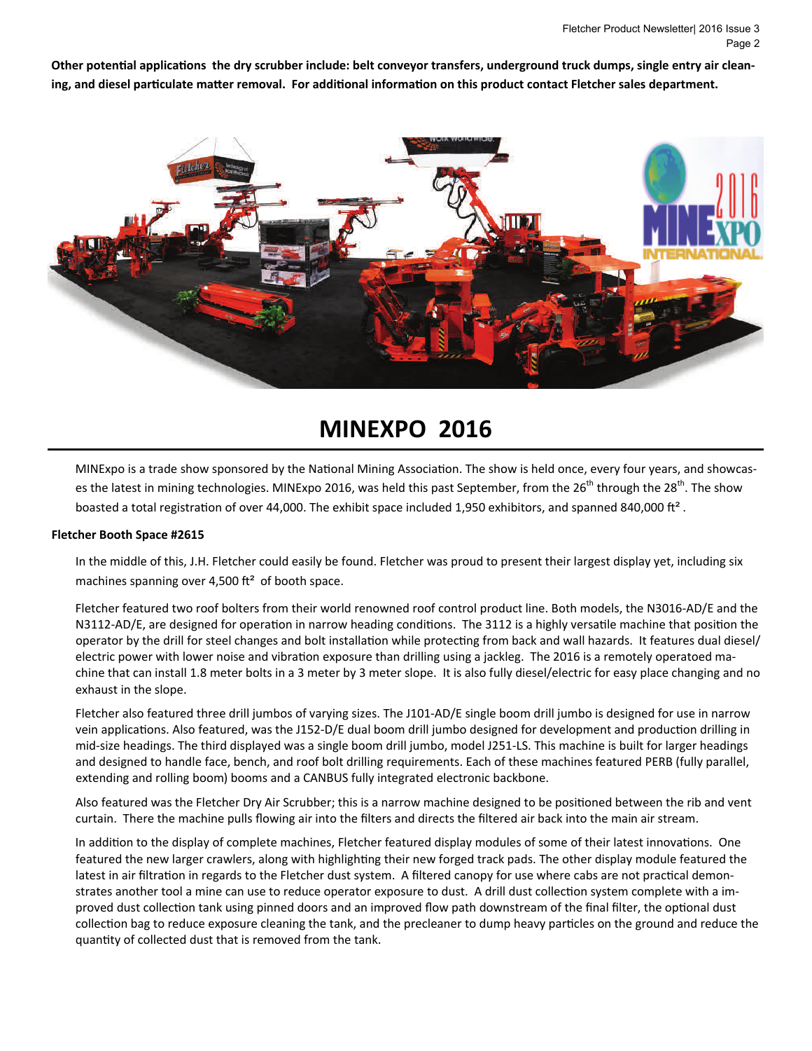**Other potential applications the dry scrubber include: belt conveyor transfers, underground truck dumps, single entry air cleaning, and diesel particulate matter removal. For additional information on this product contact Fletcher sales department.**

# MINEXPO 2016

MINExpo is a trade show sponsored by the National Mining Association. The show is held once, every four years, and showcases the latest in mining technologies. MINExpo 2016, was held this past September, from the 26th through the 28th. The show boasted a total registration of over 44,000. The exhibit space included 1,950 exhibitors, and spanned 840,000 ft² .

**Fletcher Booth Space #2615**

In the middle of this, J.H. Fletcher could easily be found. Fletcher was proud to present their largest display yet, including six machines spanning over 4,500 ft² of booth space.

Fletcher featured two roof bolters from their world renowned roof control product line. Both models, the N3016-AD/E and the N3112-AD/E, are designed for operation in narrow heading conditions. The 3112 is a highly versatile machine that position the operator by the drill for steel changes and bolt installation while protecting from back and wall hazards. It features dual diesel/electric power with lower noise and vibration exposure than drilling using a jackleg. The 2016 is a remotely operatoed machine that can install 1.8 meter bolts in a 3 meter by 3 meter slope. It is also fully diesel/electric for easy place changing and no exhaust in the slope.

Fletcher also featured three drill jumbos of varying sizes. The J101-AD/E single boom drill jumbo is designed for use in narrow vein applications. Also featured, was the J152-D/E dual boom drill jumbo designed for development and production drilling in mid-size headings. The third displayed was a single boom drill jumbo, model J251-LS. This machine is built for larger headings and designed to handle face, bench, and roof bolt drilling requirements. Each of these machines featured PERB (fully parallel, extending and rolling boom) booms and a CANBUS fully integrated electronic backbone.

Also featured was the Fletcher Dry Air Scrubber; this is a narrow machine designed to be positioned between the rib and vent curtain. There the machine pulls flowing air into the filters and directs the filtered air back into the main air stream.

In addition to the display of complete machines, Fletcher featured display modules of some of their latest innovations. One featured the new larger crawlers, along with highlighting their new forged track pads. The other display module featured the latest in air filtration in regards to the Fletcher dust system. A filtered canopy for use where cabs are not practical demonstrates another tool a mine can use to reduce operator exposure to dust. A drill dust collection system complete with a improved dust collection tank using pinned doors and an improved flow path downstream of the final filter, the optional dust collection bag to reduce exposure cleaning the tank, and the precleaner to dump heavy particles on the ground and reduce the quantity of collected dust that is removed from the tank.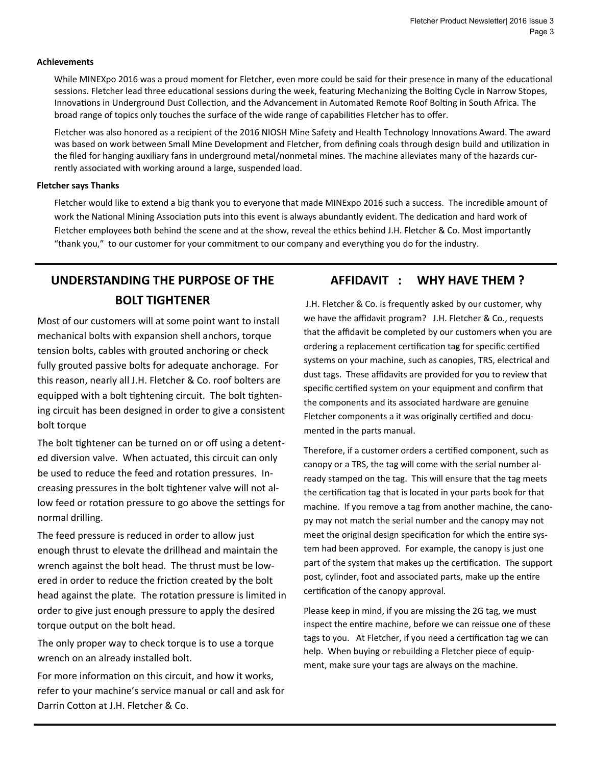**Achievements**

While MINEXpo 2016 was a proud moment for Fletcher, even more could be said for their presence in many of the educational sessions. Fletcher lead three educational sessions during the week, featuring Mechanizing the Bolting Cycle in Narrow Stopes, Innovations in Underground Dust Collection, and the Advancement in Automated Remote Roof Bolting in South Africa. The broad range of topics only touches the surface of the wide range of capabilities Fletcher has to offer.

Fletcher was also honored as a recipient of the 2016 NIOSH Mine Safety and Health Technology Innovations Award. The award was based on work between Small Mine Development and Fletcher, from defining coals through design build and utilization in the filed for hanging auxiliary fans in underground metal/nonmetal mines. The machine alleviates many of the hazards currently associated with working around a large, suspended load.

**Fletcher says Thanks**

Fletcher would like to extend a big thank you to everyone that made MINExpo 2016 such a success. The incredible amount of work the National Mining Association puts into this event is always abundantly evident. The dedication and hard work of Fletcher employees both behind the scene and at the show, reveal the ethics behind J.H. Fletcher & Co. Most importantly "thank you," to our customer for your commitment to our company and everything you do for the industry.

## UNDERSTANDING THE PURPOSE OF THE BOLT TIGHTENER

Most of our customers will at some point want to install mechanical bolts with expansion shell anchors, torque tension bolts, cables with grouted anchoring or check fully grouted passive bolts for adequate anchorage. For this reason, nearly all J.H. Fletcher & Co. roof bolters are equipped with a bolt tightening circuit. The bolt tightening circuit has been designed in order to give a consistent bolt torque

The bolt tightener can be turned on or off using a detented diversion valve. When actuated, this circuit can only be used to reduce the feed and rotation pressures. Increasing pressures in the bolt tightener valve will not allow feed or rotation pressure to go above the settings for normal drilling.

The feed pressure is reduced in order to allow just enough thrust to elevate the drillhead and maintain the wrench against the bolt head. The thrust must be lowered in order to reduce the friction created by the bolt head against the plate. The rotation pressure is limited in order to give just enough pressure to apply the desired torque output on the bolt head.

The only proper way to check torque is to use a torque wrench on an already installed bolt.

For more information on this circuit, and how it works, refer to your machine's service manual or call and ask for Darrin Cotton at J.H. Fletcher & Co.

## AFFIDAVIT : WHY HAVE THEM ?

J.H. Fletcher & Co. is frequently asked by our customer, why we have the affidavit program? J.H. Fletcher & Co., requests that the affidavit be completed by our customers when you are ordering a replacement certification tag for specific certified systems on your machine, such as canopies, TRS, electrical and dust tags. These affidavits are provided for you to review that specific certified system on your equipment and confirm that the components and its associated hardware are genuine Fletcher components a it was originally certified and documented in the parts manual.

Therefore, if a customer orders a certified component, such as canopy or a TRS, the tag will come with the serial number already stamped on the tag. This will ensure that the tag meets the certification tag that is located in your parts book for that machine. If you remove a tag from another machine, the canopy may not match the serial number and the canopy may not meet the original design specification for which the entire system had been approved. For example, the canopy is just one part of the system that makes up the certification. The support post, cylinder, foot and associated parts, make up the entire certification of the canopy approval.

Please keep in mind, if you are missing the 2G tag, we must inspect the entire machine, before we can reissue one of these tags to you. At Fletcher, if you need a certification tag we can help. When buying or rebuilding a Fletcher piece of equipment, make sure your tags are always on the machine.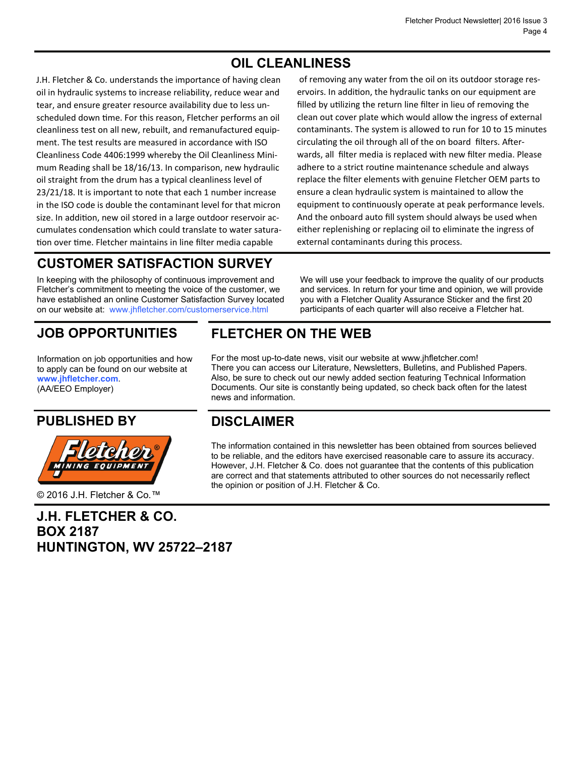## OIL CLEANLINESS

J.H. Fletcher & Co. understands the importance of having clean oil in hydraulic systems to increase reliability, reduce wear and tear, and ensure greater resource availability due to less unscheduled down time. For this reason, Fletcher performs an oil cleanliness test on all new, rebuilt, and remanufactured equipment. The test results are measured in accordance with ISO Cleanliness Code 4406:1999 whereby the Oil Cleanliness Minimum Reading shall be 18/16/13. In comparison, new hydraulic oil straight from the drum has a typical cleanliness level of 23/21/18. It is important to note that each 1 number increase in the ISO code is double the contaminant level for that micron size. In addition, new oil stored in a large outdoor reservoir accumulates condensation which could translate to water saturation over time. Fletcher maintains in line filter media capable of removing any water from the oil on its outdoor storage reservoirs. In addition, the hydraulic tanks on our equipment are filled by utilizing the return line filter in lieu of removing the clean out cover plate which would allow the ingress of external contaminants. The system is allowed to run for 10 to 15 minutes circulating the oil through all of the on board filters. Afterwards, all filter media is replaced with new filter media. Please adhere to a strict routine maintenance schedule and always replace the filter elements with genuine Fletcher OEM parts to ensure a clean hydraulic system is maintained to allow the equipment to continuously operate at peak performance levels. And the onboard auto fill system should always be used when either replenishing or replacing oil to eliminate the ingress of external contaminants during this process.

## CUSTOMER SATISFACTION SURVEY

In keeping with the philosophy of continuous improvement and Fletcher's commitment to meeting the voice of the customer, we have established an online Customer Satisfaction Survey located on our website at: www.jhfletcher.com/customerservice.html

We will use your feedback to improve the quality of our products and services. In return for your time and opinion, we will provide you with a Fletcher Quality Assurance Sticker and the first 20 participants of each quarter will also receive a Fletcher hat.

## JOB OPPORTUNITIES

Information on job opportunities and how to apply can be found on our website at **www.jhfletcher.com**.
(AA/EEO Employer)

## FLETCHER ON THE WEB

For the most up-to-date news, visit our website at www.jhfletcher.com! There you can access our Literature, Newsletters, Bulletins, and Published Papers. Also, be sure to check out our newly added section featuring Technical Information Documents. Our site is constantly being updated, so check back often for the latest news and information.

## PUBLISHED BY

Fletcher® MINING EQUIPMENT

© 2016 J.H. Fletcher & Co.™

## DISCLAIMER

The information contained in this newsletter has been obtained from sources believed to be reliable, and the editors have exercised reasonable care to assure its accuracy. However, J.H. Fletcher & Co. does not guarantee that the contents of this publication are correct and that statements attributed to other sources do not necessarily reflect the opinion or position of J.H. Fletcher & Co.

**J.H. FLETCHER & CO.**
**BOX 2187**
**HUNTINGTON, WV 25722–2187**